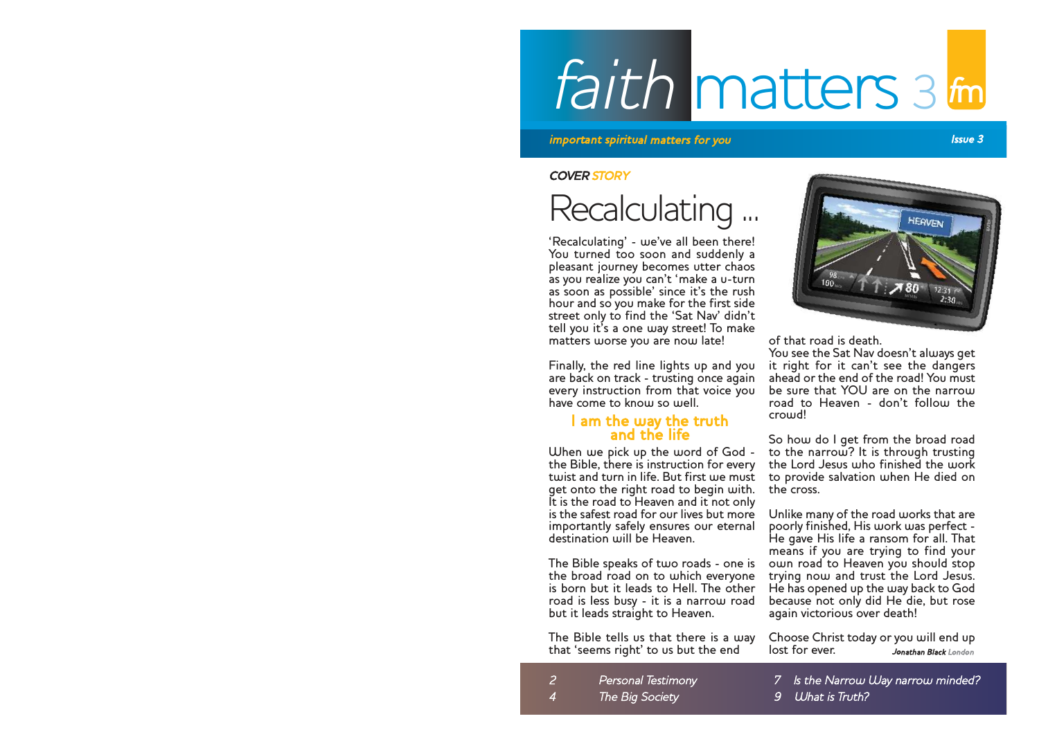# faith matters 3

*important spiritual matters for you*

*Issue 3*

***COVER STORY***

# Recalculating ...

'Recalculating' - we've all been there! You turned too soon and suddenly a pleasant journey becomes utter chaos as you realize you can't 'make a u-turn as soon as possible' since it's the rush hour and so you make for the first side street only to find the 'Sat Nav' didn't tell you it's a one way street! To make matters worse you are now late!

Finally, the red line lights up and you are back on track - trusting once again every instruction from that voice you have come to know so well.

## I am the way the truth and the life

When we pick up the word of God - the Bible, there is instruction for every twist and turn in life. But first we must get onto the right road to begin with. It is the road to Heaven and it not only is the safest road for our lives but more importantly safely ensures our eternal destination will be Heaven.

The Bible speaks of two roads - one is the broad road on to which everyone is born but it leads to Hell. The other road is less busy - it is a narrow road but it leads straight to Heaven.

The Bible tells us that there is a way that 'seems right' to us but the end of that road is death.

You see the Sat Nav doesn't always get it right for it can't see the dangers ahead or the end of the road! You must be sure that YOU are on the narrow road to Heaven - don't follow the crowd!

So how do I get from the broad road to the narrow? It is through trusting the Lord Jesus who finished the work to provide salvation when He died on the cross.

Unlike many of the road works that are poorly finished, His work was perfect - He gave His life a ransom for all. That means if you are trying to find your own road to Heaven you should stop trying now and trust the Lord Jesus. He has opened up the way back to God because not only did He die, but rose again victorious over death!

Choose Christ today or you will end up lost for ever.

***Jonathan Black** London*

*2 Personal Testimony*
*4 The Big Society*
*7 Is the Narrow Way narrow minded?*
*9 What is Truth?*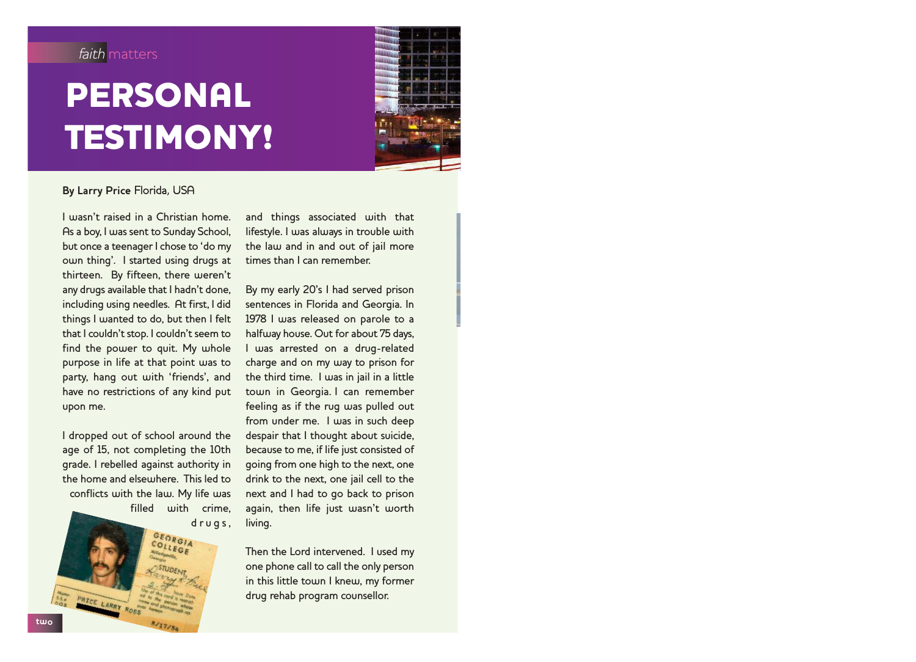*faith* matters

# PERSONAL TESTIMONY!

**By Larry Price** Florida, USA

I wasn't raised in a Christian home. As a boy, I was sent to Sunday School, but once a teenager I chose to 'do my own thing'. I started using drugs at thirteen. By fifteen, there weren't any drugs available that I hadn't done, including using needles. At first, I did things I wanted to do, but then I felt that I couldn't stop. I couldn't seem to find the power to quit. My whole purpose in life at that point was to party, hang out with 'friends', and have no restrictions of any kind put upon me.

I dropped out of school around the age of 15, not completing the 10th grade. I rebelled against authority in the home and elsewhere. This led to conflicts with the law. My life was filled with crime, drugs, and things associated with that lifestyle. I was always in trouble with the law and in and out of jail more times than I can remember.

By my early 20's I had served prison sentences in Florida and Georgia. In 1978 I was released on parole to a halfway house. Out for about 75 days, I was arrested on a drug-related charge and on my way to prison for the third time. I was in jail in a little town in Georgia. I can remember feeling as if the rug was pulled out from under me. I was in such deep despair that I thought about suicide, because to me, if life just consisted of going from one high to the next, one drink to the next, one jail cell to the next and I had to go back to prison again, then life just wasn't worth living.

Then the Lord intervened. I used my one phone call to call the only person in this little town I knew, my former drug rehab program counsellor.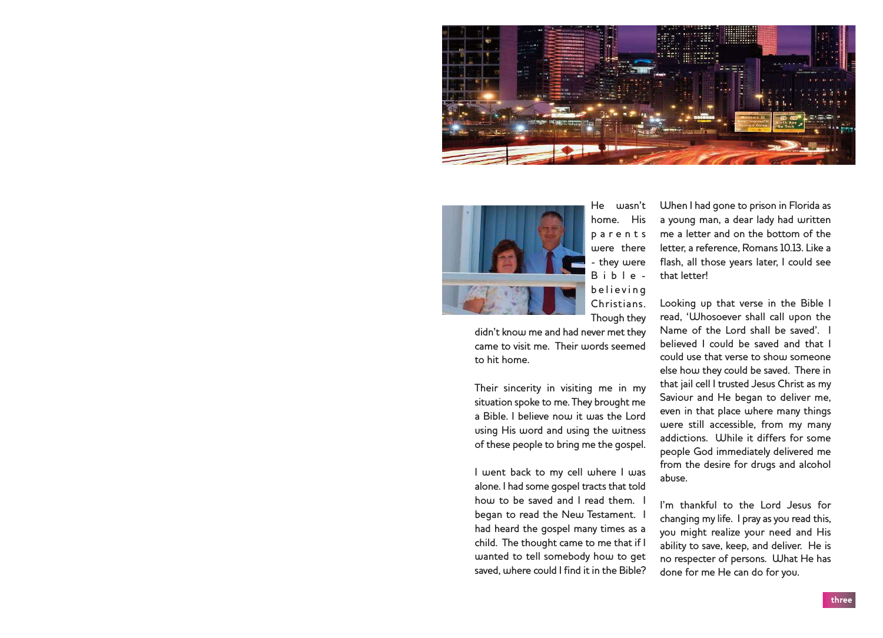He wasn't home. His parents were there - they were Bible-believing Christians. Though they didn't know me and had never met they came to visit me. Their words seemed to hit home.

Their sincerity in visiting me in my situation spoke to me. They brought me a Bible. I believe now it was the Lord using His word and using the witness of these people to bring me the gospel.

I went back to my cell where I was alone. I had some gospel tracts that told how to be saved and I read them. I began to read the New Testament. I had heard the gospel many times as a child. The thought came to me that if I wanted to tell somebody how to get saved, where could I find it in the Bible?

When I had gone to prison in Florida as a young man, a dear lady had written me a letter and on the bottom of the letter, a reference, Romans 10.13. Like a flash, all those years later, I could see that letter!

Looking up that verse in the Bible I read, 'Whosoever shall call upon the Name of the Lord shall be saved'. I believed I could be saved and that I could use that verse to show someone else how they could be saved. There in that jail cell I trusted Jesus Christ as my Saviour and He began to deliver me, even in that place where many things were still accessible, from my many addictions. While it differs for some people God immediately delivered me from the desire for drugs and alcohol abuse.

I'm thankful to the Lord Jesus for changing my life. I pray as you read this, you might realize your need and His ability to save, keep, and deliver. He is no respecter of persons. What He has done for me He can do for you.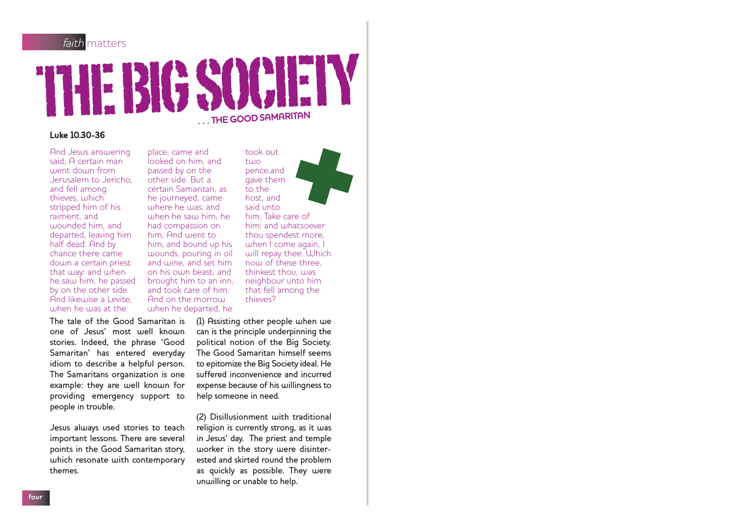# THE BIG SOCIETY

## . . . THE GOOD SAMARITAN

**Luke 10.30-36**

And Jesus answering said, A certain man went down from Jerusalem to Jericho, and fell among thieves, which stripped him of his raiment, and wounded him, and departed, leaving him half dead. And by chance there came down a certain priest that way: and when he saw him, he passed by on the other side. And likewise a Levite, when he was at the place, came and looked on him, and passed by on the other side. But a certain Samaritan, as he journeyed, came where he was: and when he saw him, he had compassion on him, And went to him, and bound up his wounds, pouring in oil and wine, and set him on his own beast, and brought him to an inn, and took care of him. And on the morrow when he departed, he took out two pence,and gave them to the host, and said unto him, Take care of him; and whatsoever thou spendest more, when I come again, I will repay thee. Which now of these three, thinkest thou, was neighbour unto him that fell among the thieves?

The tale of the Good Samaritan is one of Jesus' most well known stories. Indeed, the phrase 'Good Samaritan' has entered everyday idiom to describe a helpful person. The Samaritans organization is one example: they are well known for providing emergency support to people in trouble.

Jesus always used stories to teach important lessons. There are several points in the Good Samaritan story, which resonate with contemporary themes.

(1) Assisting other people when we can is the principle underpinning the political notion of the Big Society. The Good Samaritan himself seems to epitomize the Big Society ideal. He suffered inconvenience and incurred expense because of his willingness to help someone in need.

(2) Disillusionment with traditional religion is currently strong, as it was in Jesus' day. The priest and temple worker in the story were disinterested and skirted round the problem as quickly as possible. They were unwilling or unable to help.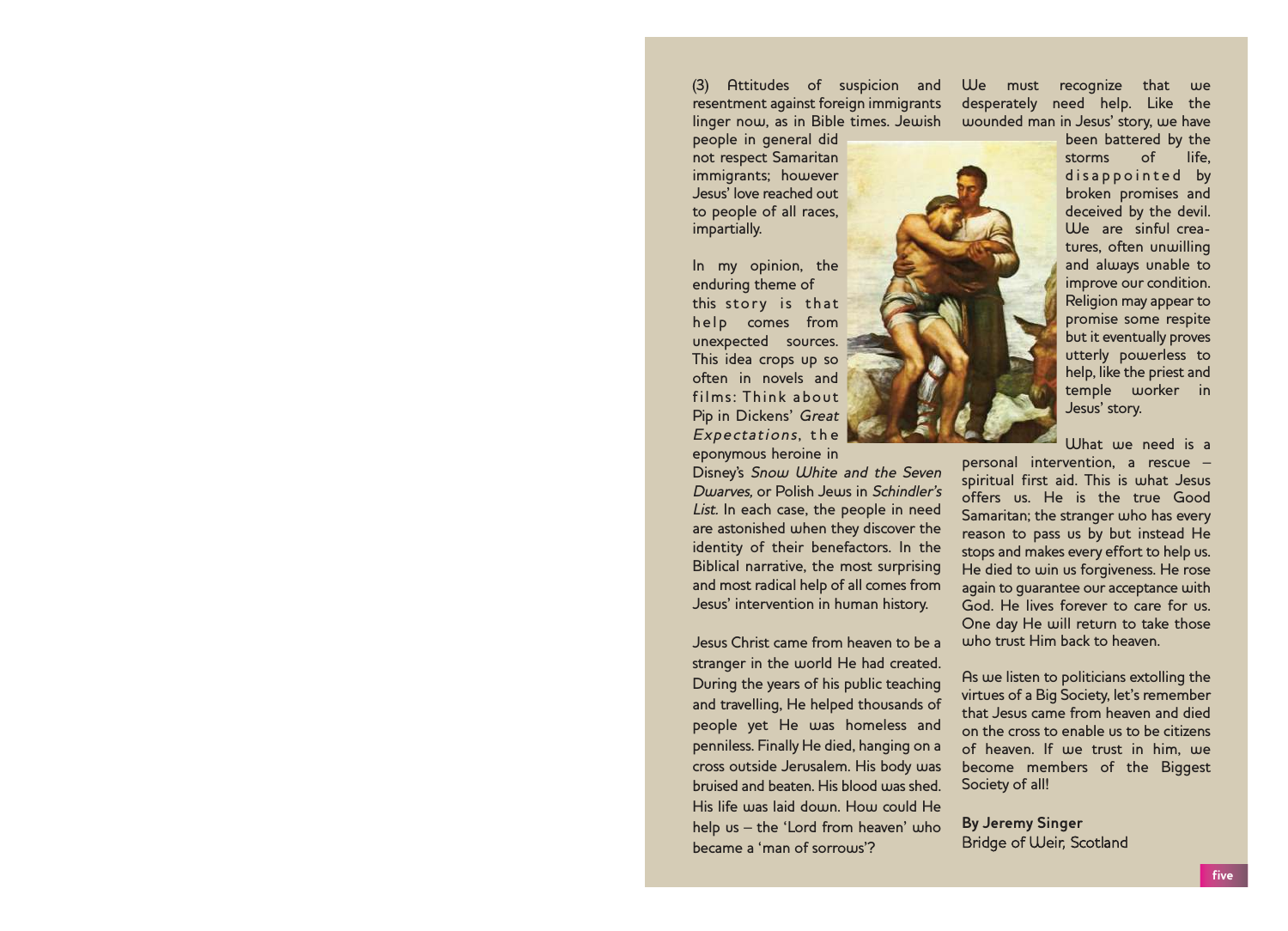(3) Attitudes of suspicion and resentment against foreign immigrants linger now, as in Bible times. Jewish people in general did not respect Samaritan immigrants; however Jesus' love reached out to people of all races, impartially.

In my opinion, the enduring theme of this story is that help comes from unexpected sources. This idea crops up so often in novels and films: Think about Pip in Dickens' *Great Expectations*, the eponymous heroine in Disney's *Snow White and the Seven Dwarves,* or Polish Jews in *Schindler's List*. In each case, the people in need are astonished when they discover the identity of their benefactors. In the Biblical narrative, the most surprising and most radical help of all comes from Jesus' intervention in human history.

Jesus Christ came from heaven to be a stranger in the world He had created. During the years of his public teaching and travelling, He helped thousands of people yet He was homeless and penniless. Finally He died, hanging on a cross outside Jerusalem. His body was bruised and beaten. His blood was shed. His life was laid down. How could He help us – the 'Lord from heaven' who became a 'man of sorrows'?

We must recognize that we desperately need help. Like the wounded man in Jesus' story, we have been battered by the storms of life, disappointed by broken promises and deceived by the devil. We are sinful creatures, often unwilling and always unable to improve our condition. Religion may appear to promise some respite but it eventually proves utterly powerless to help, like the priest and temple worker in Jesus' story.

What we need is a personal intervention, a rescue – spiritual first aid. This is what Jesus offers us. He is the true Good Samaritan; the stranger who has every reason to pass us by but instead He stops and makes every effort to help us. He died to win us forgiveness. He rose again to guarantee our acceptance with God. He lives forever to care for us. One day He will return to take those who trust Him back to heaven.

As we listen to politicians extolling the virtues of a Big Society, let's remember that Jesus came from heaven and died on the cross to enable us to be citizens of heaven. If we trust in him, we become members of the Biggest Society of all!

**By Jeremy Singer**
Bridge of Weir, Scotland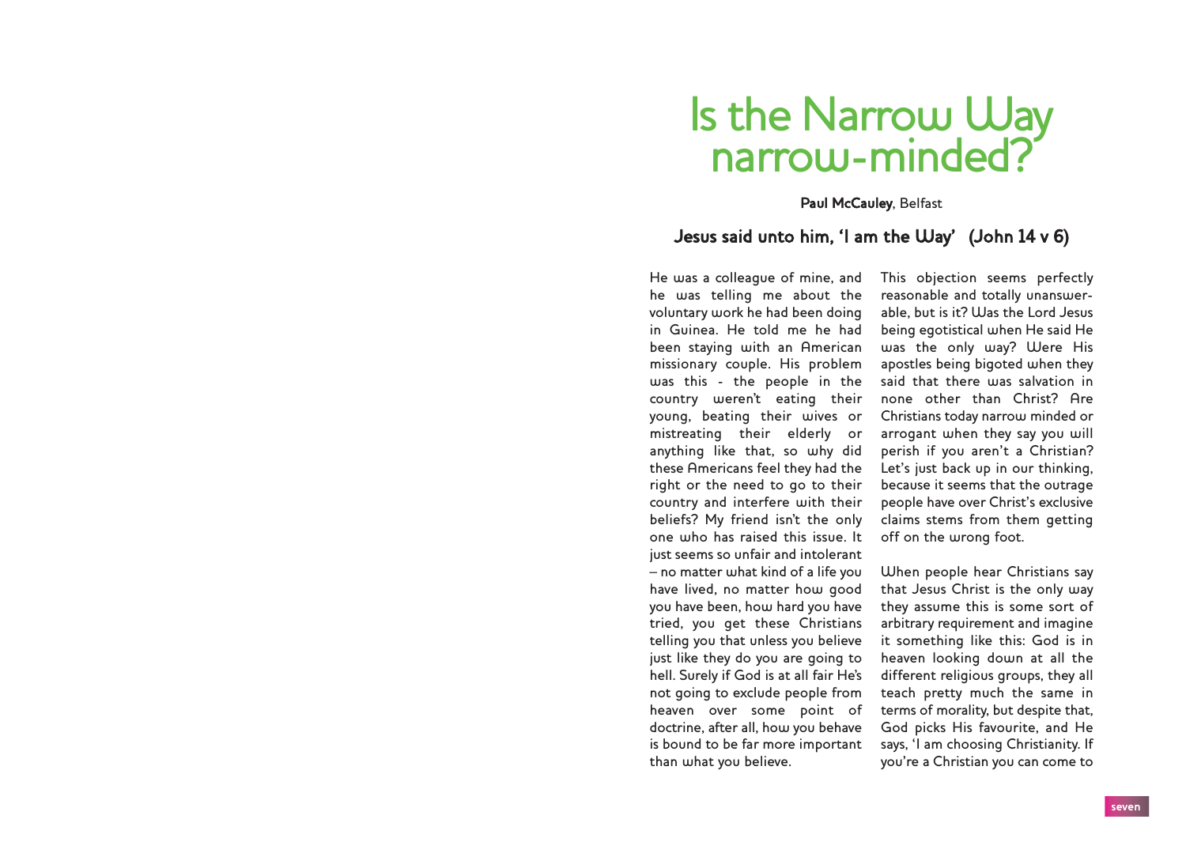# Is the Narrow Way narrow-minded?

**Paul McCauley**, Belfast

### Jesus said unto him, 'I am the Way' (John 14 v 6)

He was a colleague of mine, and he was telling me about the voluntary work he had been doing in Guinea. He told me he had been staying with an American missionary couple. His problem was this - the people in the country weren't eating their young, beating their wives or mistreating their elderly or anything like that, so why did these Americans feel they had the right or the need to go to their country and interfere with their beliefs? My friend isn't the only one who has raised this issue. It just seems so unfair and intolerant – no matter what kind of a life you have lived, no matter how good you have been, how hard you have tried, you get these Christians telling you that unless you believe just like they do you are going to hell. Surely if God is at all fair He's not going to exclude people from heaven over some point of doctrine, after all, how you behave is bound to be far more important than what you believe.

This objection seems perfectly reasonable and totally unanswerable, but is it? Was the Lord Jesus being egotistical when He said He was the only way? Were His apostles being bigoted when they said that there was salvation in none other than Christ? Are Christians today narrow minded or arrogant when they say you will perish if you aren't a Christian? Let's just back up in our thinking, because it seems that the outrage people have over Christ's exclusive claims stems from them getting off on the wrong foot.

When people hear Christians say that Jesus Christ is the only way they assume this is some sort of arbitrary requirement and imagine it something like this: God is in heaven looking down at all the different religious groups, they all teach pretty much the same in terms of morality, but despite that, God picks His favourite, and He says, 'I am choosing Christianity. If you're a Christian you can come to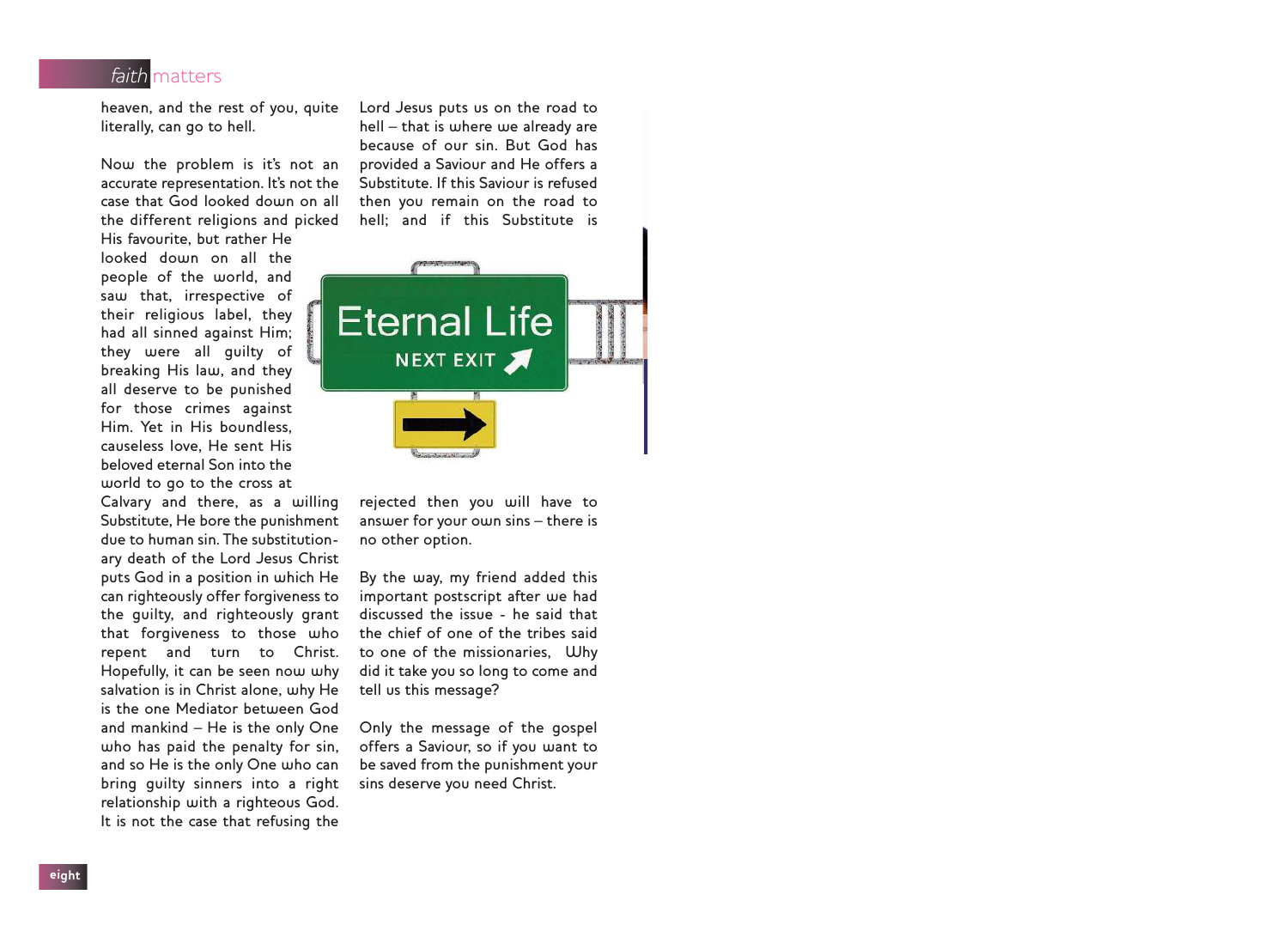heaven, and the rest of you, quite literally, can go to hell.

Now the problem is it's not an accurate representation. It's not the case that God looked down on all the different religions and picked His favourite, but rather He looked down on all the people of the world, and saw that, irrespective of their religious label, they had all sinned against Him; they were all guilty of breaking His law, and they all deserve to be punished for those crimes against Him. Yet in His boundless, causeless love, He sent His beloved eternal Son into the world to go to the cross at Calvary and there, as a willing Substitute, He bore the punishment due to human sin. The substitutionary death of the Lord Jesus Christ puts God in a position in which He can righteously offer forgiveness to the guilty, and righteously grant that forgiveness to those who repent and turn to Christ. Hopefully, it can be seen now why salvation is in Christ alone, why He is the one Mediator between God and mankind – He is the only One who has paid the penalty for sin, and so He is the only One who can bring guilty sinners into a right relationship with a righteous God. It is not the case that refusing the Lord Jesus puts us on the road to hell – that is where we already are because of our sin. But God has provided a Saviour and He offers a Substitute. If this Saviour is refused then you remain on the road to hell; and if this Substitute is rejected then you will have to answer for your own sins – there is no other option.

By the way, my friend added this important postscript after we had discussed the issue - he said that the chief of one of the tribes said to one of the missionaries, Why did it take you so long to come and tell us this message?

Only the message of the gospel offers a Saviour, so if you want to be saved from the punishment your sins deserve you need Christ.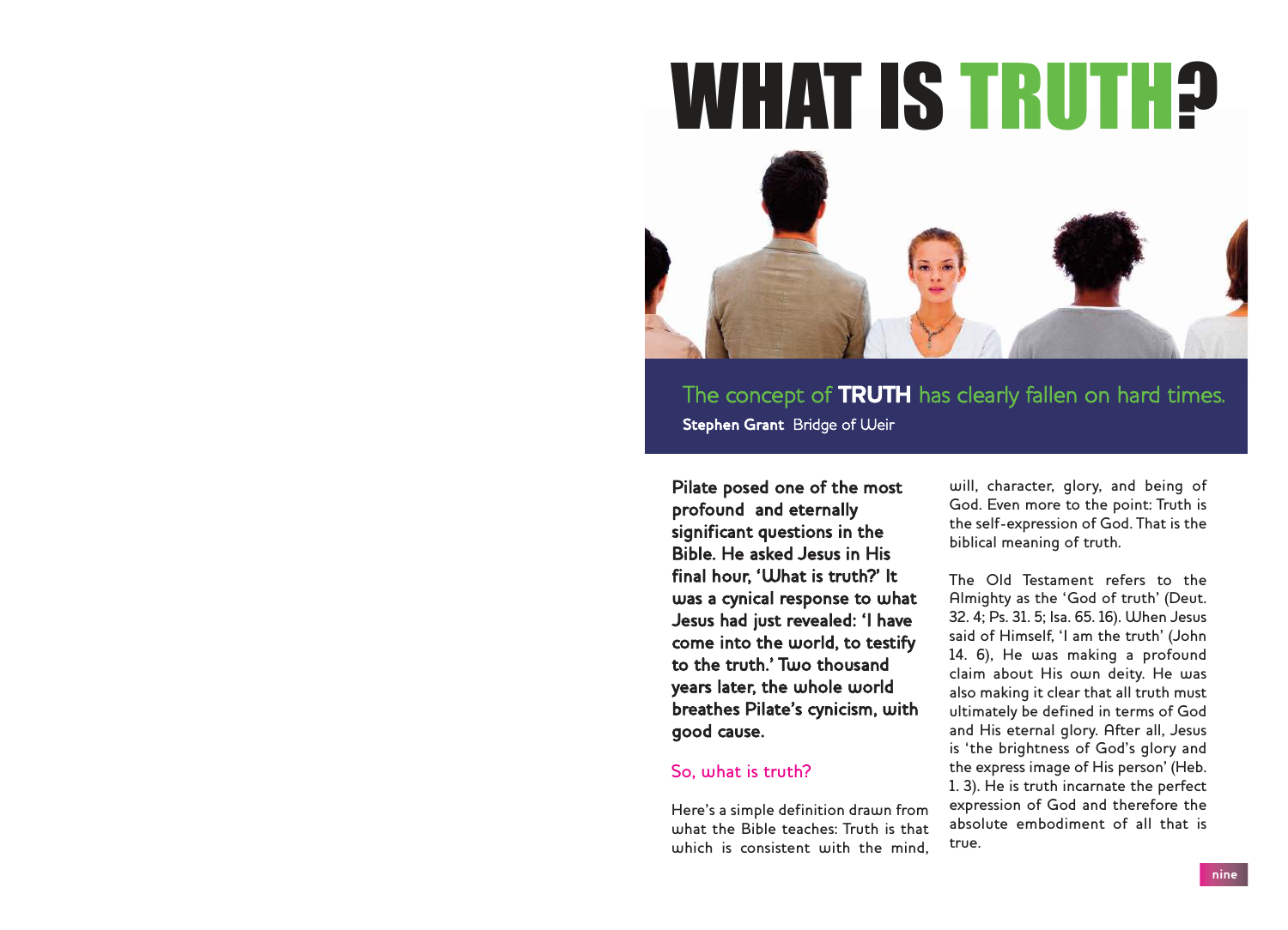# WHAT IS TRUTH?

The concept of **TRUTH** has clearly fallen on hard times.

**Stephen Grant** Bridge of Weir

**Pilate posed one of the most profound and eternally significant questions in the Bible. He asked Jesus in His final hour, 'What is truth?' It was a cynical response to what Jesus had just revealed: 'I have come into the world, to testify to the truth.' Two thousand years later, the whole world breathes Pilate's cynicism, with good cause.**

## So, what is truth?

Here's a simple definition drawn from what the Bible teaches: Truth is that which is consistent with the mind, will, character, glory, and being of God. Even more to the point: Truth is the self-expression of God. That is the biblical meaning of truth.

The Old Testament refers to the Almighty as the 'God of truth' (Deut. 32. 4; Ps. 31. 5; Isa. 65. 16). When Jesus said of Himself, 'I am the truth' (John 14. 6), He was making a profound claim about His own deity. He was also making it clear that all truth must ultimately be defined in terms of God and His eternal glory. After all, Jesus is 'the brightness of God's glory and the express image of His person' (Heb. 1. 3). He is truth incarnate the perfect expression of God and therefore the absolute embodiment of all that is true.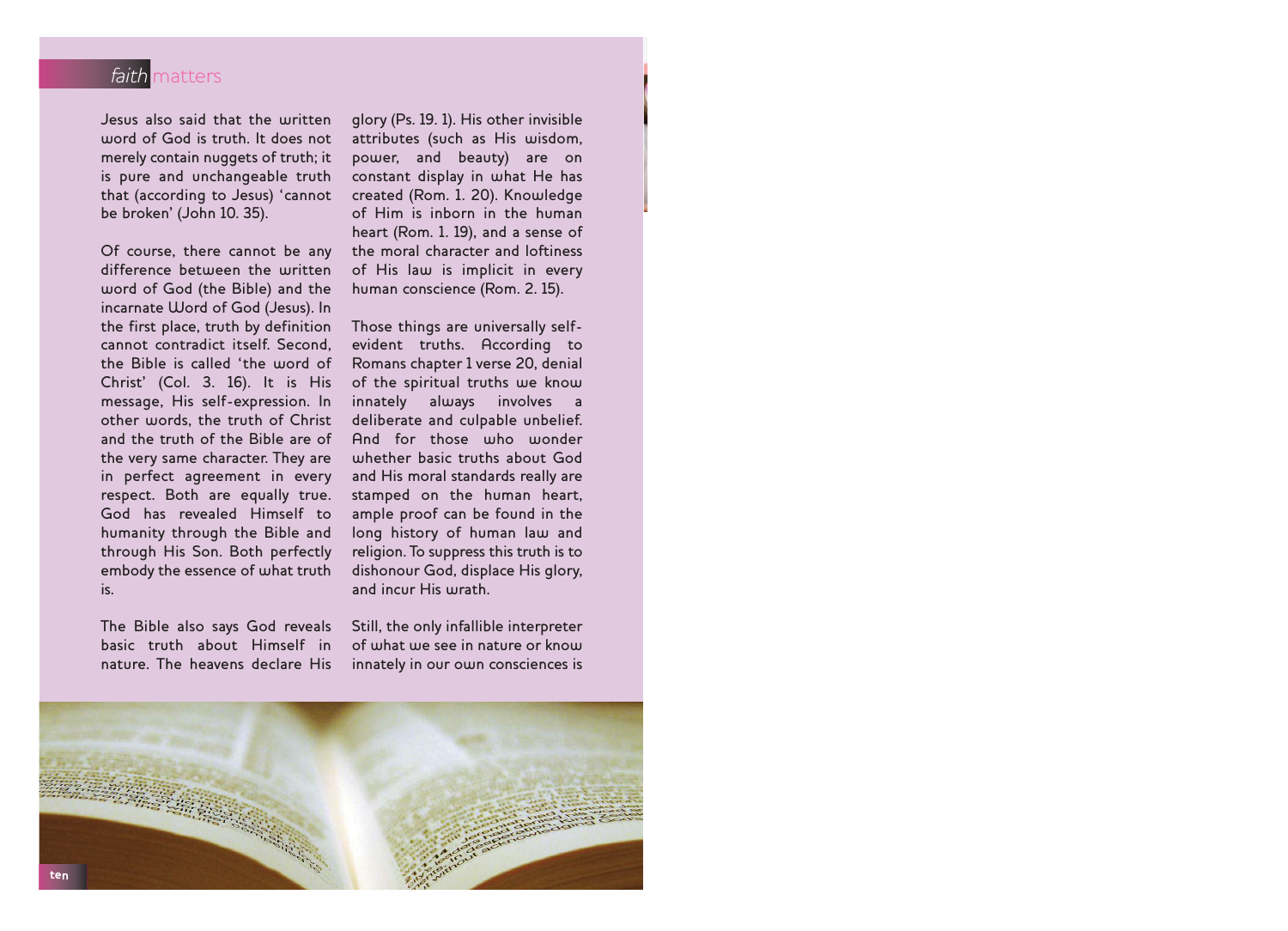Jesus also said that the written word of God is truth. It does not merely contain nuggets of truth; it is pure and unchangeable truth that (according to Jesus) 'cannot be broken' (John 10. 35).

Of course, there cannot be any difference between the written word of God (the Bible) and the incarnate Word of God (Jesus). In the first place, truth by definition cannot contradict itself. Second, the Bible is called 'the word of Christ' (Col. 3. 16). It is His message, His self-expression. In other words, the truth of Christ and the truth of the Bible are of the very same character. They are in perfect agreement in every respect. Both are equally true. God has revealed Himself to humanity through the Bible and through His Son. Both perfectly embody the essence of what truth is.

The Bible also says God reveals basic truth about Himself in nature. The heavens declare His glory (Ps. 19. 1). His other invisible attributes (such as His wisdom, power, and beauty) are on constant display in what He has created (Rom. 1. 20). Knowledge of Him is inborn in the human heart (Rom. 1. 19), and a sense of the moral character and loftiness of His law is implicit in every human conscience (Rom. 2. 15).

Those things are universally self-evident truths. According to Romans chapter 1 verse 20, denial of the spiritual truths we know innately always involves a deliberate and culpable unbelief. And for those who wonder whether basic truths about God and His moral standards really are stamped on the human heart, ample proof can be found in the long history of human law and religion. To suppress this truth is to dishonour God, displace His glory, and incur His wrath.

Still, the only infallible interpreter of what we see in nature or know innately in our own consciences is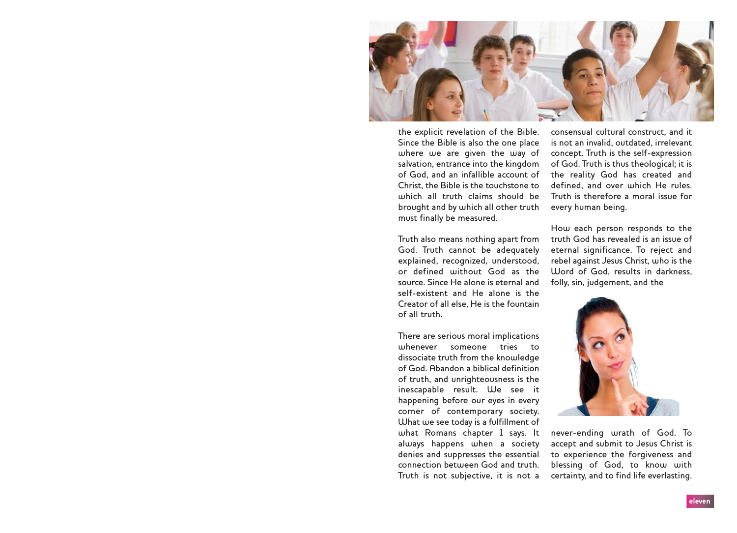the explicit revelation of the Bible. Since the Bible is also the one place where we are given the way of salvation, entrance into the kingdom of God, and an infallible account of Christ, the Bible is the touchstone to which all truth claims should be brought and by which all other truth must finally be measured.

Truth also means nothing apart from God. Truth cannot be adequately explained, recognized, understood, or defined without God as the source. Since He alone is eternal and self-existent and He alone is the Creator of all else, He is the fountain of all truth.

There are serious moral implications whenever someone tries to dissociate truth from the knowledge of God. Abandon a biblical definition of truth, and unrighteousness is the inescapable result. We see it happening before our eyes in every corner of contemporary society. What we see today is a fulfillment of what Romans chapter 1 says. It always happens when a society denies and suppresses the essential connection between God and truth. Truth is not subjective, it is not a consensual cultural construct, and it is not an invalid, outdated, irrelevant concept. Truth is the self-expression of God. Truth is thus theological; it is the reality God has created and defined, and over which He rules. Truth is therefore a moral issue for every human being.

How each person responds to the truth God has revealed is an issue of eternal significance. To reject and rebel against Jesus Christ, who is the Word of God, results in darkness, folly, sin, judgement, and the never-ending wrath of God. To accept and submit to Jesus Christ is to experience the forgiveness and blessing of God, to know with certainty, and to find life everlasting.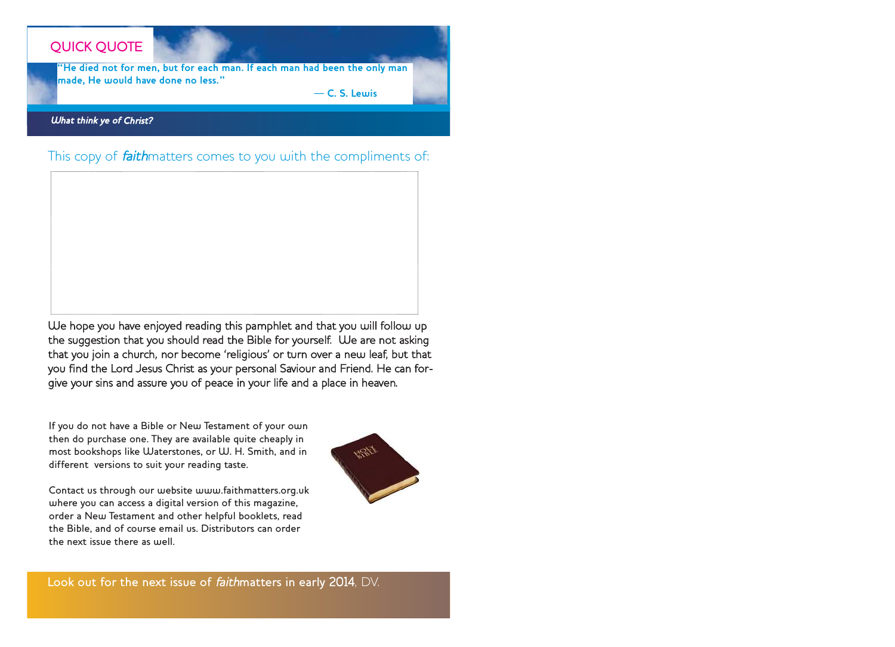## QUICK QUOTE

"He died not for men, but for each man. If each man had been the only man made, He would have done no less."

— C. S. Lewis

*What think ye of Christ?*

This copy of *faith*matters comes to you with the compliments of:

We hope you have enjoyed reading this pamphlet and that you will follow up the suggestion that you should read the Bible for yourself. We are not asking that you join a church, nor become 'religious' or turn over a new leaf, but that you find the Lord Jesus Christ as your personal Saviour and Friend. He can forgive your sins and assure you of peace in your life and a place in heaven.

If you do not have a Bible or New Testament of your own then do purchase one. They are available quite cheaply in most bookshops like Waterstones, or W. H. Smith, and in different versions to suit your reading taste.

Contact us through our website www.faithmatters.org.uk where you can access a digital version of this magazine, order a New Testament and other helpful booklets, read the Bible, and of course email us. Distributors can order the next issue there as well.

Look out for the next issue of *faith*matters in early 2014, DV.